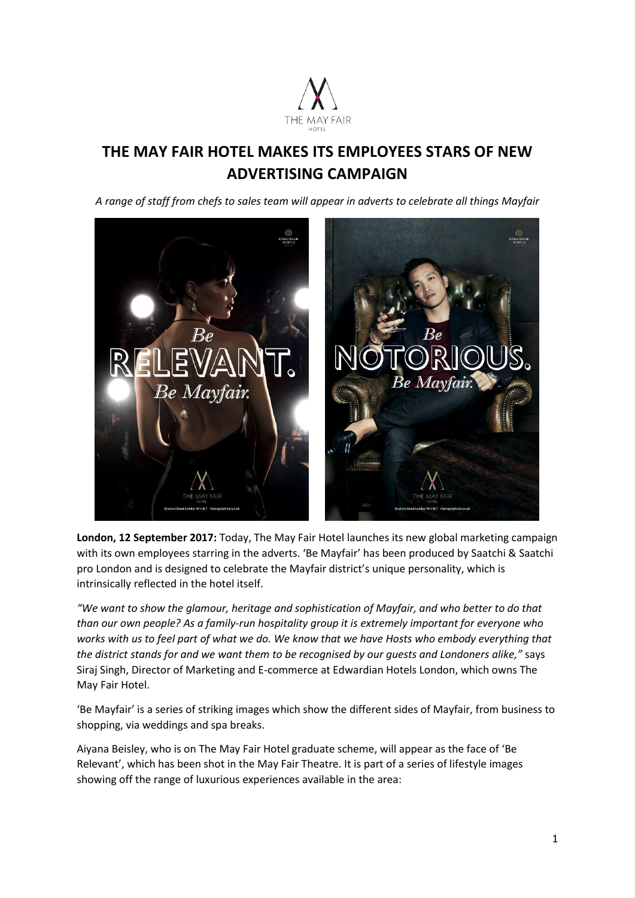# THE MAY FAIR HOTEL MAKES ITS EMPLOYEES STARS OF NEW ADVERTISING CAMPAIGN

*A range of staff from chefs to sales team will appear in adverts to celebrate all things Mayfair*

**London, 12 September 2017:** Today, The May Fair Hotel launches its new global marketing campaign with its own employees starring in the adverts. 'Be Mayfair' has been produced by Saatchi & Saatchi pro London and is designed to celebrate the Mayfair district's unique personality, which is intrinsically reflected in the hotel itself.

*"We want to show the glamour, heritage and sophistication of Mayfair, and who better to do that than our own people? As a family-run hospitality group it is extremely important for everyone who works with us to feel part of what we do. We know that we have Hosts who embody everything that the district stands for and we want them to be recognised by our guests and Londoners alike,"* says Siraj Singh, Director of Marketing and E-commerce at Edwardian Hotels London, which owns The May Fair Hotel.

'Be Mayfair' is a series of striking images which show the different sides of Mayfair, from business to shopping, via weddings and spa breaks.

Aiyana Beisley, who is on The May Fair Hotel graduate scheme, will appear as the face of 'Be Relevant', which has been shot in the May Fair Theatre. It is part of a series of lifestyle images showing off the range of luxurious experiences available in the area: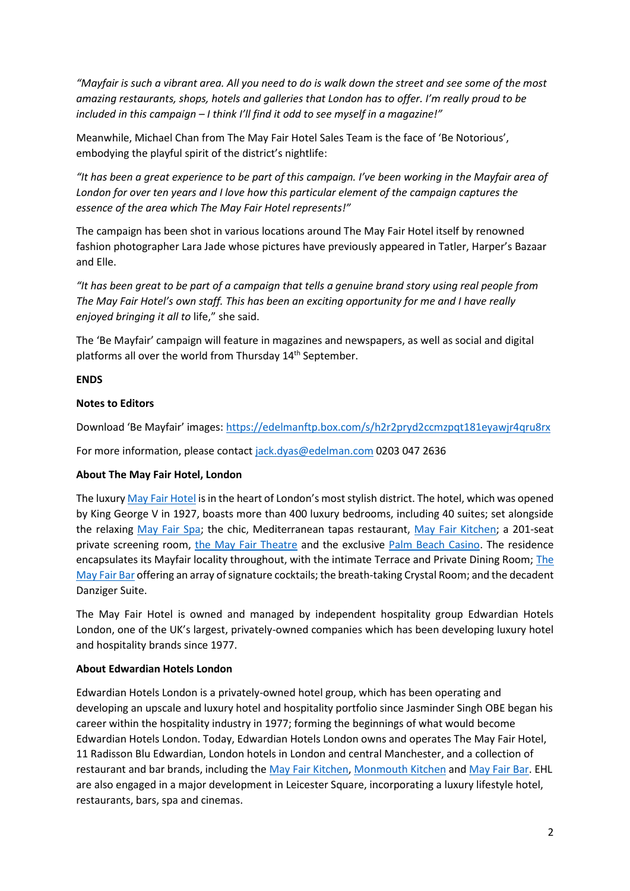*"Mayfair is such a vibrant area. All you need to do is walk down the street and see some of the most amazing restaurants, shops, hotels and galleries that London has to offer. I'm really proud to be included in this campaign – I think I'll find it odd to see myself in a magazine!"*

Meanwhile, Michael Chan from The May Fair Hotel Sales Team is the face of 'Be Notorious', embodying the playful spirit of the district's nightlife:

*"It has been a great experience to be part of this campaign. I've been working in the Mayfair area of London for over ten years and I love how this particular element of the campaign captures the essence of the area which The May Fair Hotel represents!"*

The campaign has been shot in various locations around The May Fair Hotel itself by renowned fashion photographer Lara Jade whose pictures have previously appeared in Tatler, Harper's Bazaar and Elle.

*"It has been great to be part of a campaign that tells a genuine brand story using real people from The May Fair Hotel's own staff. This has been an exciting opportunity for me and I have really enjoyed bringing it all to* life," she said.

The 'Be Mayfair' campaign will feature in magazines and newspapers, as well as social and digital platforms all over the world from Thursday 14th September.

**ENDS**

**Notes to Editors**

Download 'Be Mayfair' images: https://edelmanftp.box.com/s/h2r2pryd2ccmzpqt181eyawjr4qru8rx

For more information, please contact jack.dyas@edelman.com 0203 047 2636

**About The May Fair Hotel, London**

The luxury May Fair Hotel is in the heart of London's most stylish district. The hotel, which was opened by King George V in 1927, boasts more than 400 luxury bedrooms, including 40 suites; set alongside the relaxing May Fair Spa; the chic, Mediterranean tapas restaurant, May Fair Kitchen; a 201-seat private screening room, the May Fair Theatre and the exclusive Palm Beach Casino. The residence encapsulates its Mayfair locality throughout, with the intimate Terrace and Private Dining Room; The May Fair Bar offering an array of signature cocktails; the breath-taking Crystal Room; and the decadent Danziger Suite.

The May Fair Hotel is owned and managed by independent hospitality group Edwardian Hotels London, one of the UK's largest, privately-owned companies which has been developing luxury hotel and hospitality brands since 1977.

**About Edwardian Hotels London**

Edwardian Hotels London is a privately-owned hotel group, which has been operating and developing an upscale and luxury hotel and hospitality portfolio since Jasminder Singh OBE began his career within the hospitality industry in 1977; forming the beginnings of what would become Edwardian Hotels London. Today, Edwardian Hotels London owns and operates The May Fair Hotel, 11 Radisson Blu Edwardian, London hotels in London and central Manchester, and a collection of restaurant and bar brands, including the May Fair Kitchen, Monmouth Kitchen and May Fair Bar. EHL are also engaged in a major development in Leicester Square, incorporating a luxury lifestyle hotel, restaurants, bars, spa and cinemas.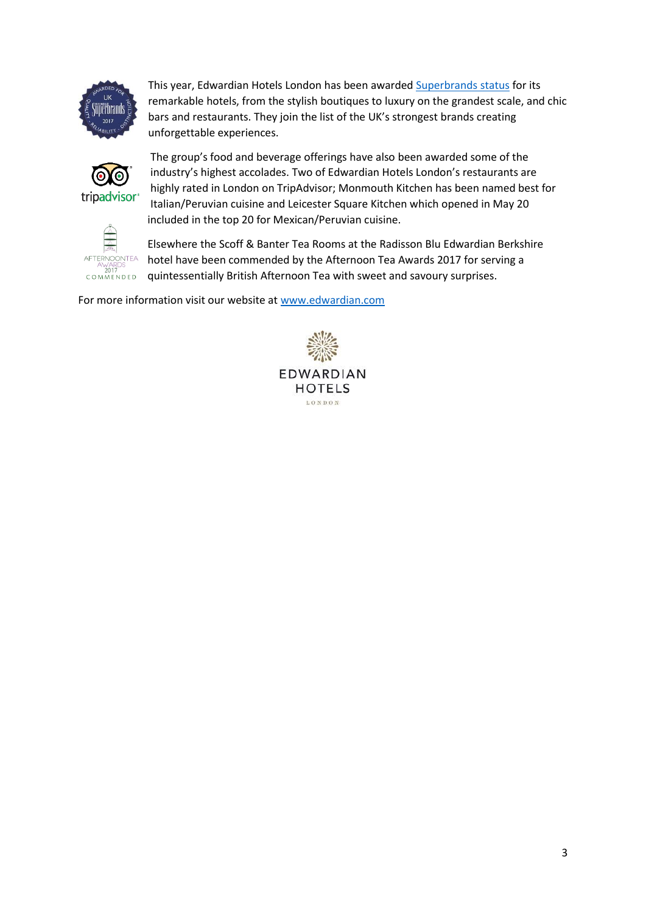This year, Edwardian Hotels London has been awarded [Superbrands status](#) for its remarkable hotels, from the stylish boutiques to luxury on the grandest scale, and chic bars and restaurants. They join the list of the UK's strongest brands creating unforgettable experiences.

The group's food and beverage offerings have also been awarded some of the industry's highest accolades. Two of Edwardian Hotels London's restaurants are highly rated in London on TripAdvisor; Monmouth Kitchen has been named best for Italian/Peruvian cuisine and Leicester Square Kitchen which opened in May 20 included in the top 20 for Mexican/Peruvian cuisine.

Elsewhere the Scoff & Banter Tea Rooms at the Radisson Blu Edwardian Berkshire hotel have been commended by the Afternoon Tea Awards 2017 for serving a quintessentially British Afternoon Tea with sweet and savoury surprises.

For more information visit our website at [www.edwardian.com](http://www.edwardian.com)